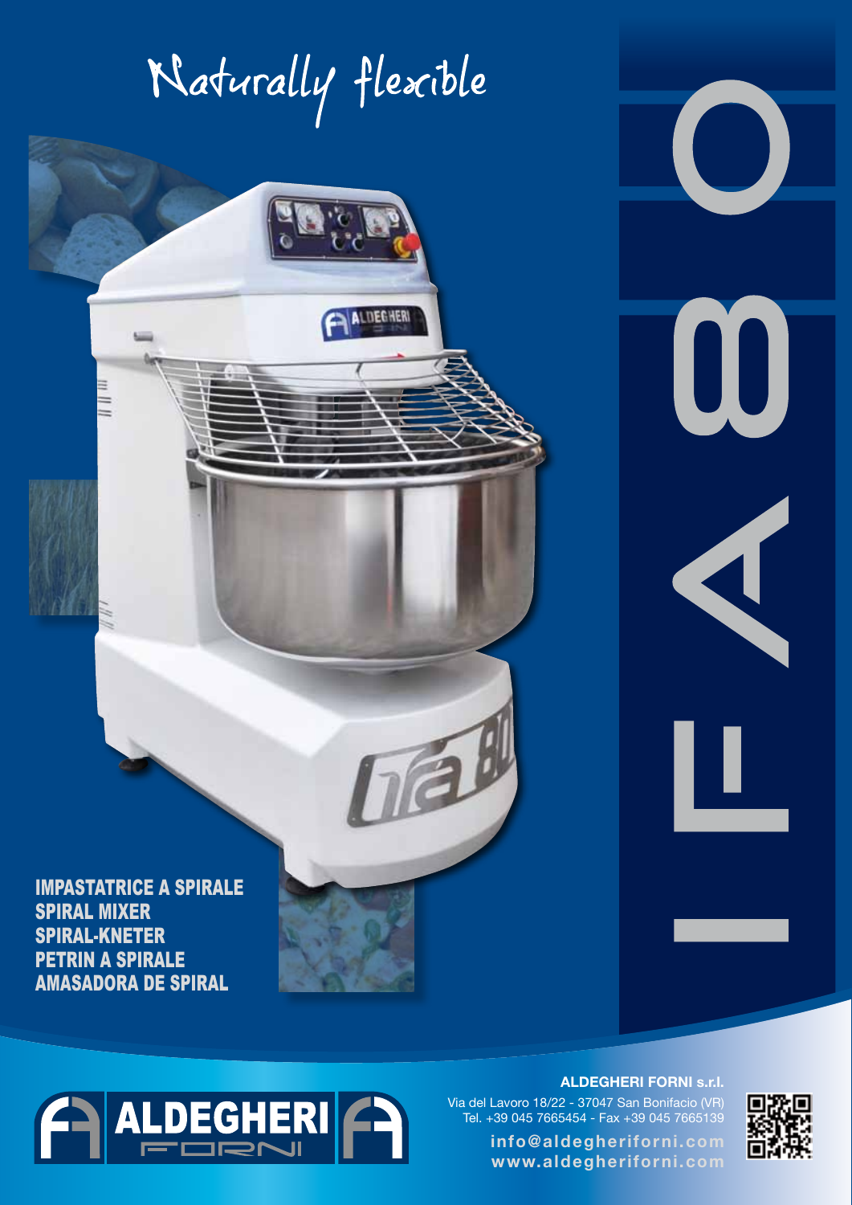# IFA 80

## Naturally flexible

**IMPASTATRICE A SPIRALE**
**SPIRAL MIXER**
**SPIRAL-KNETER**
**PETRIN A SPIRALE**
**AMASADORA DE SPIRAL**

**ALDEGHERI FORNI s.r.l.**
Via del Lavoro 18/22 - 37047 San Bonifacio (VR)
Tel. +39 045 7665454 - Fax +39 045 7665139
info@aldegheriforni.com
www.aldegheriforni.com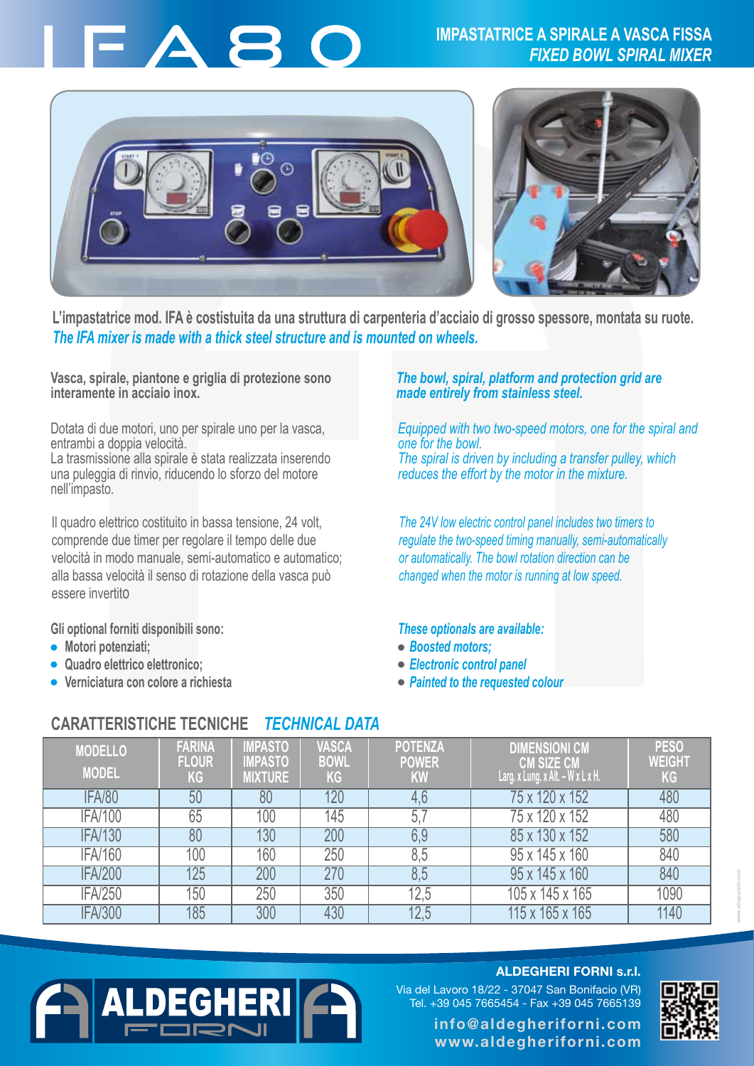# IFA 80

## IMPASTATRICE A SPIRALE A VASCA FISSA
## *FIXED BOWL SPIRAL MIXER*

**L'impastatrice mod. IFA è costistuita da una struttura di carpenteria d'acciaio di grosso spessore, montata su ruote.**
***The IFA mixer is made with a thick steel structure and is mounted on wheels.***

**Vasca, spirale, piantone e griglia di protezione sono interamente in acciaio inox.**

Dotata di due motori, uno per spirale uno per la vasca, entrambi a doppia velocità.
La trasmissione alla spirale è stata realizzata inserendo una puleggia di rinvio, riducendo lo sforzo del motore nell'impasto.

Il quadro elettrico costituito in bassa tensione, 24 volt, comprende due timer per regolare il tempo delle due velocità in modo manuale, semi-automatico e automatico; alla bassa velocità il senso di rotazione della vasca può essere invertito

**Gli optional forniti disponibili sono:**
- **Motori potenziati;**
- **Quadro elettrico elettronico;**
- **Verniciatura con colore a richiesta**

***The bowl, spiral, platform and protection grid are made entirely from stainless steel.***

*Equipped with two two-speed motors, one for the spiral and one for the bowl.*
*The spiral is driven by including a transfer pulley, which reduces the effort by the motor in the mixture.*

*The 24V low electric control panel includes two timers to regulate the two-speed timing manually, semi-automatically or automatically. The bowl rotation direction can be changed when the motor is running at low speed.*

***These optionals are available:***
- ***Boosted motors;***
- ***Electronic control panel***
- ***Painted to the requested colour***

## CARATTERISTICHE TECNICHE *TECHNICAL DATA*

| MODELLO MODEL | FARINA FLOUR KG | IMPASTO IMPASTO MIXTURE | VASCA BOWL KG | POTENZA POWER KW | DIMENSIONI CM CM SIZE CM Larg. x Lung. x Alt. - W x L x H. | PESO WEIGHT KG |
|---|---|---|---|---|---|---|
| IFA/80 | 50 | 80 | 120 | 4,6 | 75 x 120 x 152 | 480 |
| IFA/100 | 65 | 100 | 145 | 5,7 | 75 x 120 x 152 | 480 |
| IFA/130 | 80 | 130 | 200 | 6,9 | 85 x 130 x 152 | 580 |
| IFA/160 | 100 | 160 | 250 | 8,5 | 95 x 145 x 160 | 840 |
| IFA/200 | 125 | 200 | 270 | 8,5 | 95 x 145 x 160 | 840 |
| IFA/250 | 150 | 250 | 350 | 12,5 | 105 x 145 x 165 | 1090 |
| IFA/300 | 185 | 300 | 430 | 12,5 | 115 x 165 x 165 | 1140 |

**ALDEGHERI FORNI s.r.l.**
Via del Lavoro 18/22 - 37047 San Bonifacio (VR)
Tel. +39 045 7665454 - Fax +39 045 7665139
info@aldegheriforni.com
www.aldegheriforni.com